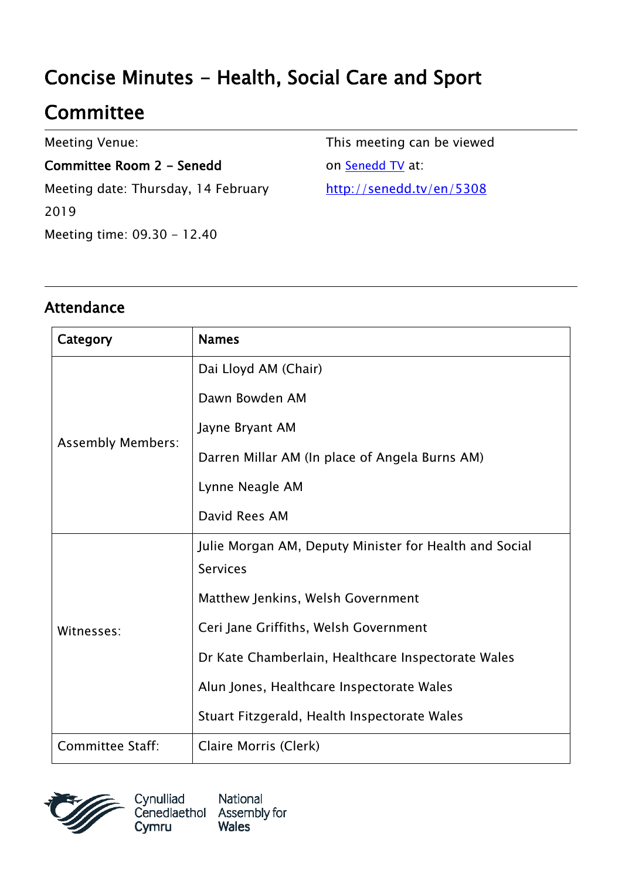# Concise Minutes - Health, Social Care and Sport Committee

Meeting Venue:

**Committee Room 2 - Senedd**

Meeting date: Thursday, 14 February 2019

Meeting time: 09.30 - 12.40

This meeting can be viewed on [Senedd TV](http://senedd.tv/en/5308) at:

http://senedd.tv/en/5308

---

## Attendance

| Category | Names |
| --- | --- |
| Assembly Members: | Dai Lloyd AM (Chair)<br>Dawn Bowden AM<br>Jayne Bryant AM<br>Darren Millar AM (In place of Angela Burns AM)<br>Lynne Neagle AM<br>David Rees AM |
| Witnesses: | Julie Morgan AM, Deputy Minister for Health and Social Services<br>Matthew Jenkins, Welsh Government<br>Ceri Jane Griffiths, Welsh Government<br>Dr Kate Chamberlain, Healthcare Inspectorate Wales<br>Alun Jones, Healthcare Inspectorate Wales<br>Stuart Fitzgerald, Health Inspectorate Wales |
| Committee Staff: | Claire Morris (Clerk) |

Cynulliad Cenedlaethol Cymru | National Assembly for Wales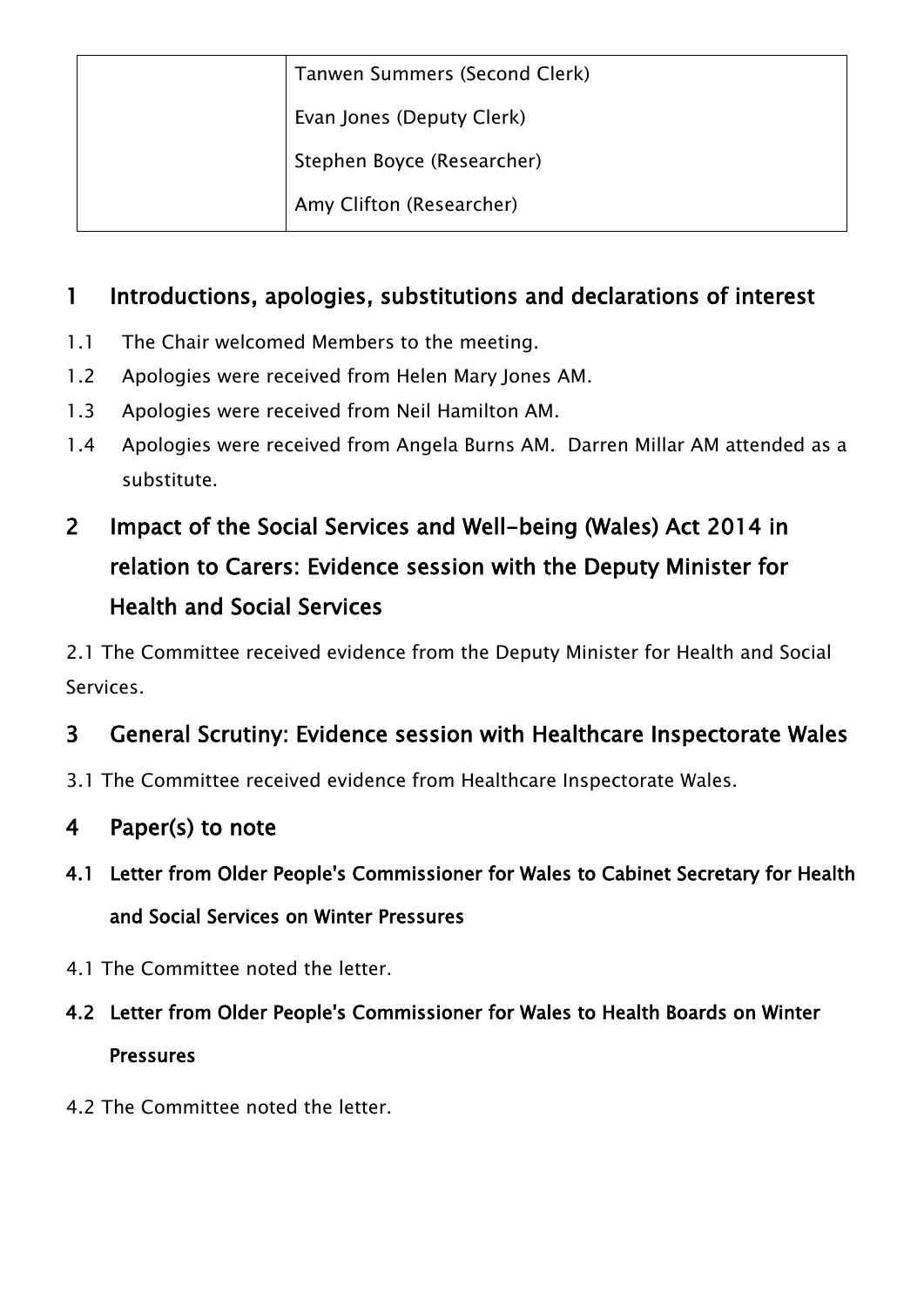| | |
|---|---|
| | Tanwen Summers (Second Clerk)<br>Evan Jones (Deputy Clerk)<br>Stephen Boyce (Researcher)<br>Amy Clifton (Researcher) |

## 1 Introductions, apologies, substitutions and declarations of interest

1.1 The Chair welcomed Members to the meeting.

1.2 Apologies were received from Helen Mary Jones AM.

1.3 Apologies were received from Neil Hamilton AM.

1.4 Apologies were received from Angela Burns AM. Darren Millar AM attended as a substitute.

## 2 Impact of the Social Services and Well-being (Wales) Act 2014 in relation to Carers: Evidence session with the Deputy Minister for Health and Social Services

2.1 The Committee received evidence from the Deputy Minister for Health and Social Services.

## 3 General Scrutiny: Evidence session with Healthcare Inspectorate Wales

3.1 The Committee received evidence from Healthcare Inspectorate Wales.

## 4 Paper(s) to note

### 4.1 Letter from Older People's Commissioner for Wales to Cabinet Secretary for Health and Social Services on Winter Pressures

4.1 The Committee noted the letter.

### 4.2 Letter from Older People's Commissioner for Wales to Health Boards on Winter Pressures

4.2 The Committee noted the letter.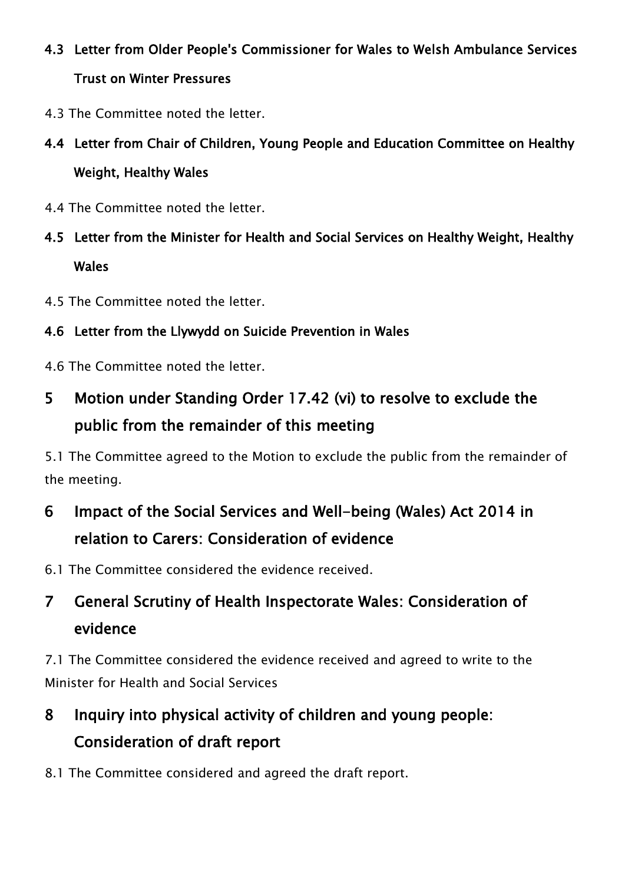### 4.3 Letter from Older People's Commissioner for Wales to Welsh Ambulance Services Trust on Winter Pressures

4.3 The Committee noted the letter.

### 4.4 Letter from Chair of Children, Young People and Education Committee on Healthy Weight, Healthy Wales

4.4 The Committee noted the letter.

### 4.5 Letter from the Minister for Health and Social Services on Healthy Weight, Healthy Wales

4.5 The Committee noted the letter.

### 4.6 Letter from the Llywydd on Suicide Prevention in Wales

4.6 The Committee noted the letter.

## 5 Motion under Standing Order 17.42 (vi) to resolve to exclude the public from the remainder of this meeting

5.1 The Committee agreed to the Motion to exclude the public from the remainder of the meeting.

## 6 Impact of the Social Services and Well-being (Wales) Act 2014 in relation to Carers: Consideration of evidence

6.1 The Committee considered the evidence received.

## 7 General Scrutiny of Health Inspectorate Wales: Consideration of evidence

7.1 The Committee considered the evidence received and agreed to write to the Minister for Health and Social Services

## 8 Inquiry into physical activity of children and young people: Consideration of draft report

8.1 The Committee considered and agreed the draft report.